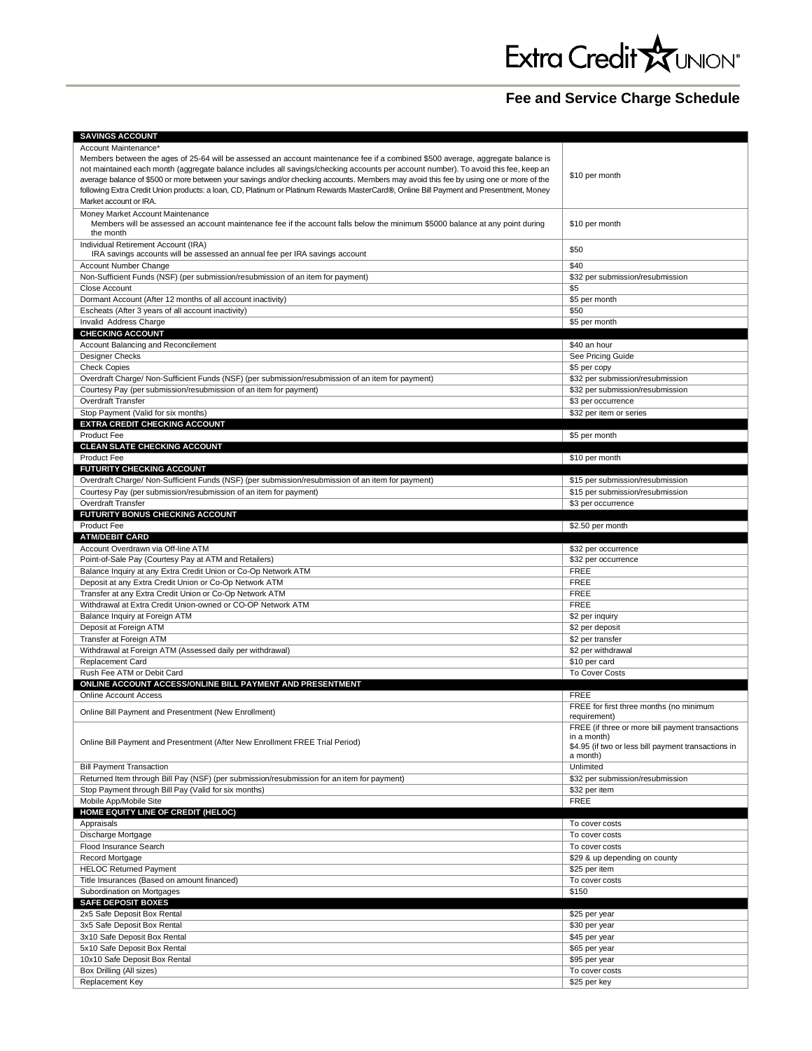Extra Credit UNION®

# Fee and Service Charge Schedule

| **SAVINGS ACCOUNT** | |
|---|---|
| Account Maintenance* Members between the ages of 25-64 will be assessed an account maintenance fee if a combined $500 average, aggregate balance is not maintained each month (aggregate balance includes all savings/checking accounts per account number). To avoid this fee, keep an average balance of $500 or more between your savings and/or checking accounts. Members may avoid this fee by using one or more of the following Extra Credit Union products: a loan, CD, Platinum or Platinum Rewards MasterCard®, Online Bill Payment and Presentment, Money Market account or IRA. | $10 per month |
| Money Market Account Maintenance Members will be assessed an account maintenance fee if the account falls below the minimum $5000 balance at any point during the month | $10 per month |
| Individual Retirement Account (IRA) IRA savings accounts will be assessed an annual fee per IRA savings account | $50 |
| Account Number Change | $40 |
| Non-Sufficient Funds (NSF) (per submission/resubmission of an item for payment) | $32 per submission/resubmission |
| Close Account | $5 |
| Dormant Account (After 12 months of all account inactivity) | $5 per month |
| Escheats (After 3 years of all account inactivity) | $50 |
| Invalid Address Charge | $5 per month |
| **CHECKING ACCOUNT** | |
| Account Balancing and Reconcilement | $40 an hour |
| Designer Checks | See Pricing Guide |
| Check Copies | $5 per copy |
| Overdraft Charge/ Non-Sufficient Funds (NSF) (per submission/resubmission of an item for payment) | $32 per submission/resubmission |
| Courtesy Pay (per submission/resubmission of an item for payment) | $32 per submission/resubmission |
| Overdraft Transfer | $3 per occurrence |
| Stop Payment (Valid for six months) | $32 per item or series |
| **EXTRA CREDIT CHECKING ACCOUNT** | |
| Product Fee | $5 per month |
| **CLEAN SLATE CHECKING ACCOUNT** | |
| Product Fee | $10 per month |
| **FUTURITY CHECKING ACCOUNT** | |
| Overdraft Charge/ Non-Sufficient Funds (NSF) (per submission/resubmission of an item for payment) | $15 per submission/resubmission |
| Courtesy Pay (per submission/resubmission of an item for payment) | $15 per submission/resubmission |
| Overdraft Transfer | $3 per occurrence |
| **FUTURITY BONUS CHECKING ACCOUNT** | |
| Product Fee | $2.50 per month |
| **ATM/DEBIT CARD** | |
| Account Overdrawn via Off-line ATM | $32 per occurrence |
| Point-of-Sale Pay (Courtesy Pay at ATM and Retailers) | $32 per occurrence |
| Balance Inquiry at any Extra Credit Union or Co-Op Network ATM | FREE |
| Deposit at any Extra Credit Union or Co-Op Network ATM | FREE |
| Transfer at any Extra Credit Union or Co-Op Network ATM | FREE |
| Withdrawal at Extra Credit Union-owned or CO-OP Network ATM | FREE |
| Balance Inquiry at Foreign ATM | $2 per inquiry |
| Deposit at Foreign ATM | $2 per deposit |
| Transfer at Foreign ATM | $2 per transfer |
| Withdrawal at Foreign ATM (Assessed daily per withdrawal) | $2 per withdrawal |
| Replacement Card | $10 per card |
| Rush Fee ATM or Debit Card | To Cover Costs |
| **ONLINE ACCOUNT ACCESS/ONLINE BILL PAYMENT AND PRESENTMENT** | |
| Online Account Access | FREE |
| Online Bill Payment and Presentment (New Enrollment) | FREE for first three months (no minimum requirement) |
| Online Bill Payment and Presentment (After New Enrollment FREE Trial Period) | FREE (if three or more bill payment transactions in a month) $4.95 (if two or less bill payment transactions in a month) |
| Bill Payment Transaction | Unlimited |
| Returned Item through Bill Pay (NSF) (per submission/resubmission for an item for payment) | $32 per submission/resubmission |
| Stop Payment through Bill Pay (Valid for six months) | $32 per item |
| Mobile App/Mobile Site | FREE |
| **HOME EQUITY LINE OF CREDIT (HELOC)** | |
| Appraisals | To cover costs |
| Discharge Mortgage | To cover costs |
| Flood Insurance Search | To cover costs |
| Record Mortgage | $29 & up depending on county |
| HELOC Returned Payment | $25 per item |
| Title Insurances (Based on amount financed) | To cover costs |
| Subordination on Mortgages | $150 |
| **SAFE DEPOSIT BOXES** | |
| 2x5 Safe Deposit Box Rental | $25 per year |
| 3x5 Safe Deposit Box Rental | $30 per year |
| 3x10 Safe Deposit Box Rental | $45 per year |
| 5x10 Safe Deposit Box Rental | $65 per year |
| 10x10 Safe Deposit Box Rental | $95 per year |
| Box Drilling (All sizes) | To cover costs |
| Replacement Key | $25 per key |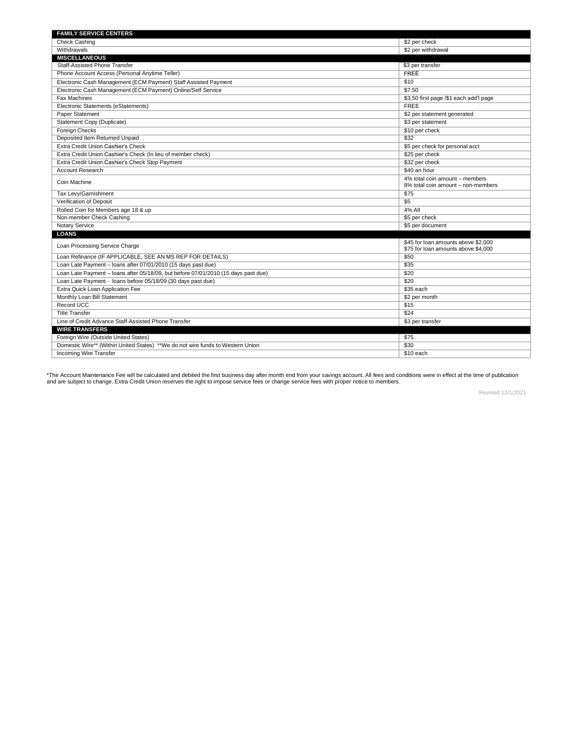| FAMILY SERVICE CENTERS | |
|---|---|
| Check Cashing | $2 per check |
| Withdrawals | $2 per withdrawal |
| **MISCELLANEOUS** | |
| Staff-Assisted Phone Transfer | $3 per transfer |
| Phone Account Access (Personal Anytime Teller) | FREE |
| Electronic Cash Management (ECM Payment) Staff Assisted Payment | $10 |
| Electronic Cash Management (ECM Payment) Online/Self Service | $7.50 |
| Fax Machines | $3.50 first page /$1 each add'l page |
| Electronic Statements (eStatements) | FREE |
| Paper Statement | $2 per statement generated |
| Statement Copy (Duplicate) | $3 per statement |
| Foreign Checks | $10 per check |
| Deposited Item Returned Unpaid | $32 |
| Extra Credit Union Cashier's Check | $5 per check for personal acct |
| Extra Credit Union Cashier's Check (In lieu of member check) | $25 per check |
| Extra Credit Union Cashier's Check Stop Payment | $32 per check |
| Account Research | $40 an hour |
| Coin Machine | 4% total coin amount – members<br>8% total coin amount – non-members |
| Tax Levy/Garnishment | $75 |
| Verification of Deposit | $5 |
| Rolled Coin for Members age 18 & up | 4% All |
| Non-member Check Cashing | $5 per check |
| Notary Service | $5 per document |
| **LOANS** | |
| Loan Processing Service Charge | $45 for loan amounts above $2,000<br>$75 for loan amounts above $4,000 |
| Loan Refinance (IF APPLICABLE, SEE AN MS REP FOR DETAILS) | $50 |
| Loan Late Payment – loans after 07/01/2010 (15 days past due) | $35 |
| Loan Late Payment – loans after 05/18/09, but before 07/01/2010 (15 days past due) | $20 |
| Loan Late Payment - loans before 05/18/09 (30 days past due) | $20 |
| Extra Quick Loan Application Fee | $35 each |
| Monthly Loan Bill Statement | $2 per month |
| Record UCC | $15 |
| Title Transfer | $24 |
| Line of Credit Advance Staff-Assisted Phone Transfer | $3 per transfer |
| **WIRE TRANSFERS** | |
| Foreign Wire (Outside United States) | $75 |
| Domestic Wire** (Within United States) **We do not wire funds to Western Union | $30 |
| Incoming Wire Transfer | $10 each |

*The Account Maintenance Fee will be calculated and debited the first business day after month end from your savings account. All fees and conditions were in effect at the time of publication and are subject to change. Extra Credit Union reserves the right to impose service fees or change service fees with proper notice to members.

Revised 12/1/2021